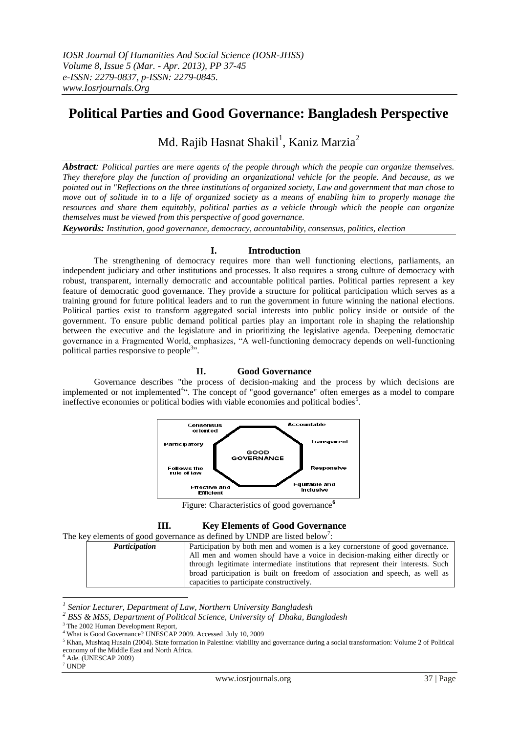# Political Parties and Good Governance: Bangladesh Perspective

Md. Rajib Hasnat Shakil[1], Kaniz Marzia[2]

***Abstract**: Political parties are mere agents of the people through which the people can organize themselves. They therefore play the function of providing an organizational vehicle for the people. And because, as we pointed out in "Reflections on the three institutions of organized society, Law and government that man chose to move out of solitude in to a life of organized society as a means of enabling him to properly manage the resources and share them equitably, political parties as a vehicle through which the people can organize themselves must be viewed from this perspective of good governance.*

***Keywords:** Institution, good governance, democracy, accountability, consensus, politics, election*

## I. Introduction

The strengthening of democracy requires more than well functioning elections, parliaments, an independent judiciary and other institutions and processes. It also requires a strong culture of democracy with robust, transparent, internally democratic and accountable political parties. Political parties represent a key feature of democratic good governance. They provide a structure for political participation which serves as a training ground for future political leaders and to run the government in future winning the national elections. Political parties exist to transform aggregated social interests into public policy inside or outside of the government. To ensure public demand political parties play an important role in shaping the relationship between the executive and the legislature and in prioritizing the legislative agenda. Deepening democratic governance in a Fragmented World, emphasizes, "A well-functioning democracy depends on well-functioning political parties responsive to people[3]".

## II. Good Governance

Governance describes "the process of decision-making and the process by which decisions are implemented or not implemented[4]". The concept of "good governance" often emerges as a model to compare ineffective economies or political bodies with viable economies and political bodies[5].

Consensus oriented | Accountable | Participatory | Transparent | GOOD GOVERNANCE | Follows the rule of law | Responsive | Effective and Efficient | Equitable and inclusive

Figure: Characteristics of good governance[6]

## III. Key Elements of Good Governance

The key elements of good governance as defined by UNDP are listed below[7]:

| | |
|---|---|
| ***Participation*** | Participation by both men and women is a key cornerstone of good governance. All men and women should have a voice in decision-making either directly or through legitimate intermediate institutions that represent their interests. Such broad participation is built on freedom of association and speech, as well as capacities to participate constructively. |

---

[1] *Senior Lecturer, Department of Law, Northern University Bangladesh*

[2] *BSS & MSS, Department of Political Science, University of Dhaka, Bangladesh*

[3] The 2002 Human Development Report,

[4] What is Good Governance? UNESCAP 2009. Accessed July 10, 2009

[5] Khan, Mushtaq Husain (2004). State formation in Palestine: viability and governance during a social transformation: Volume 2 of Political economy of the Middle East and North Africa.

[6] Ade. (UNESCAP 2009)

[7] UNDP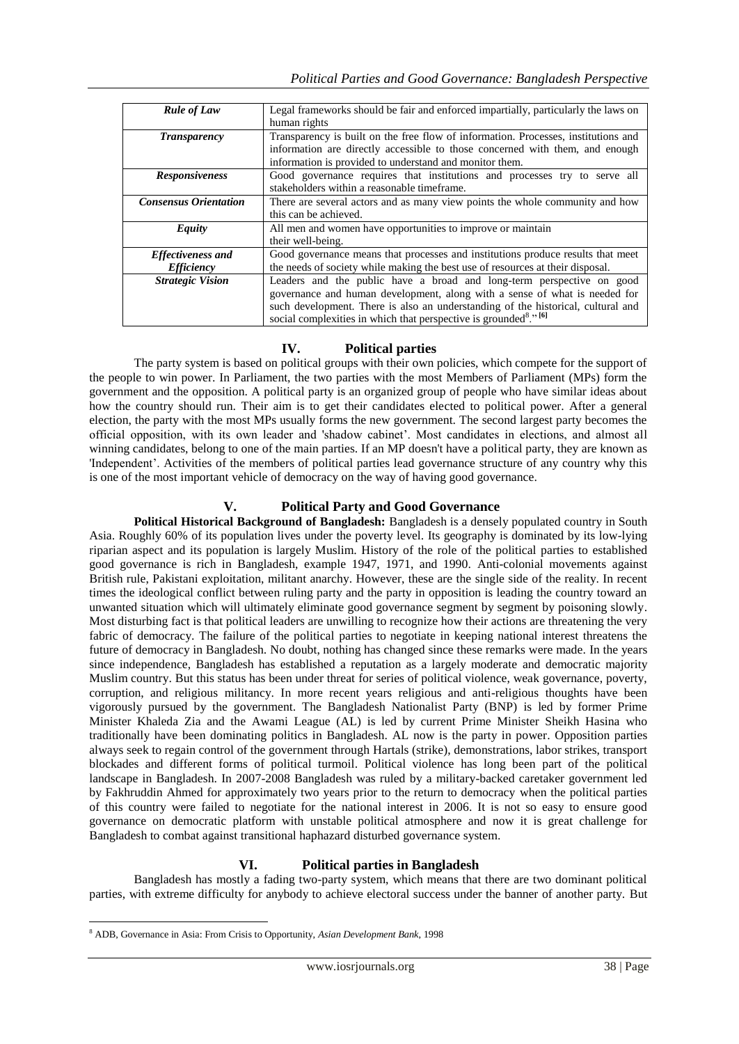| | |
|---|---|
| ***Rule of Law*** | Legal frameworks should be fair and enforced impartially, particularly the laws on human rights |
| ***Transparency*** | Transparency is built on the free flow of information. Processes, institutions and information are directly accessible to those concerned with them, and enough information is provided to understand and monitor them. |
| ***Responsiveness*** | Good governance requires that institutions and processes try to serve all stakeholders within a reasonable timeframe. |
| ***Consensus Orientation*** | There are several actors and as many view points the whole community and how this can be achieved. |
| ***Equity*** | All men and women have opportunities to improve or maintain their well-being. |
| ***Effectiveness and Efficiency*** | Good governance means that processes and institutions produce results that meet the needs of society while making the best use of resources at their disposal. |
| ***Strategic Vision*** | Leaders and the public have a broad and long-term perspective on good governance and human development, along with a sense of what is needed for such development. There is also an understanding of the historical, cultural and social complexities in which that perspective is grounded[8]." [6] |

## IV. Political parties

The party system is based on political groups with their own policies, which compete for the support of the people to win power. In Parliament, the two parties with the most Members of Parliament (MPs) form the government and the opposition. A political party is an organized group of people who have similar ideas about how the country should run. Their aim is to get their candidates elected to political power. After a general election, the party with the most MPs usually forms the new government. The second largest party becomes the official opposition, with its own leader and 'shadow cabinet'. Most candidates in elections, and almost all winning candidates, belong to one of the main parties. If an MP doesn't have a political party, they are known as 'Independent'. Activities of the members of political parties lead governance structure of any country why this is one of the most important vehicle of democracy on the way of having good governance.

## V. Political Party and Good Governance

**Political Historical Background of Bangladesh:** Bangladesh is a densely populated country in South Asia. Roughly 60% of its population lives under the poverty level. Its geography is dominated by its low-lying riparian aspect and its population is largely Muslim. History of the role of the political parties to established good governance is rich in Bangladesh, example 1947, 1971, and 1990. Anti-colonial movements against British rule, Pakistani exploitation, militant anarchy. However, these are the single side of the reality. In recent times the ideological conflict between ruling party and the party in opposition is leading the country toward an unwanted situation which will ultimately eliminate good governance segment by segment by poisoning slowly. Most disturbing fact is that political leaders are unwilling to recognize how their actions are threatening the very fabric of democracy. The failure of the political parties to negotiate in keeping national interest threatens the future of democracy in Bangladesh. No doubt, nothing has changed since these remarks were made. In the years since independence, Bangladesh has established a reputation as a largely moderate and democratic majority Muslim country. But this status has been under threat for series of political violence, weak governance, poverty, corruption, and religious militancy. In more recent years religious and anti-religious thoughts have been vigorously pursued by the government. The Bangladesh Nationalist Party (BNP) is led by former Prime Minister Khaleda Zia and the Awami League (AL) is led by current Prime Minister Sheikh Hasina who traditionally have been dominating politics in Bangladesh. AL now is the party in power. Opposition parties always seek to regain control of the government through Hartals (strike), demonstrations, labor strikes, transport blockades and different forms of political turmoil. Political violence has long been part of the political landscape in Bangladesh. In 2007-2008 Bangladesh was ruled by a military-backed caretaker government led by Fakhruddin Ahmed for approximately two years prior to the return to democracy when the political parties of this country were failed to negotiate for the national interest in 2006. It is not so easy to ensure good governance on democratic platform with unstable political atmosphere and now it is great challenge for Bangladesh to combat against transitional haphazard disturbed governance system.

## VI. Political parties in Bangladesh

Bangladesh has mostly a fading two-party system, which means that there are two dominant political parties, with extreme difficulty for anybody to achieve electoral success under the banner of another party. But

---

[8] ADB, Governance in Asia: From Crisis to Opportunity, *Asian Development Bank*, 1998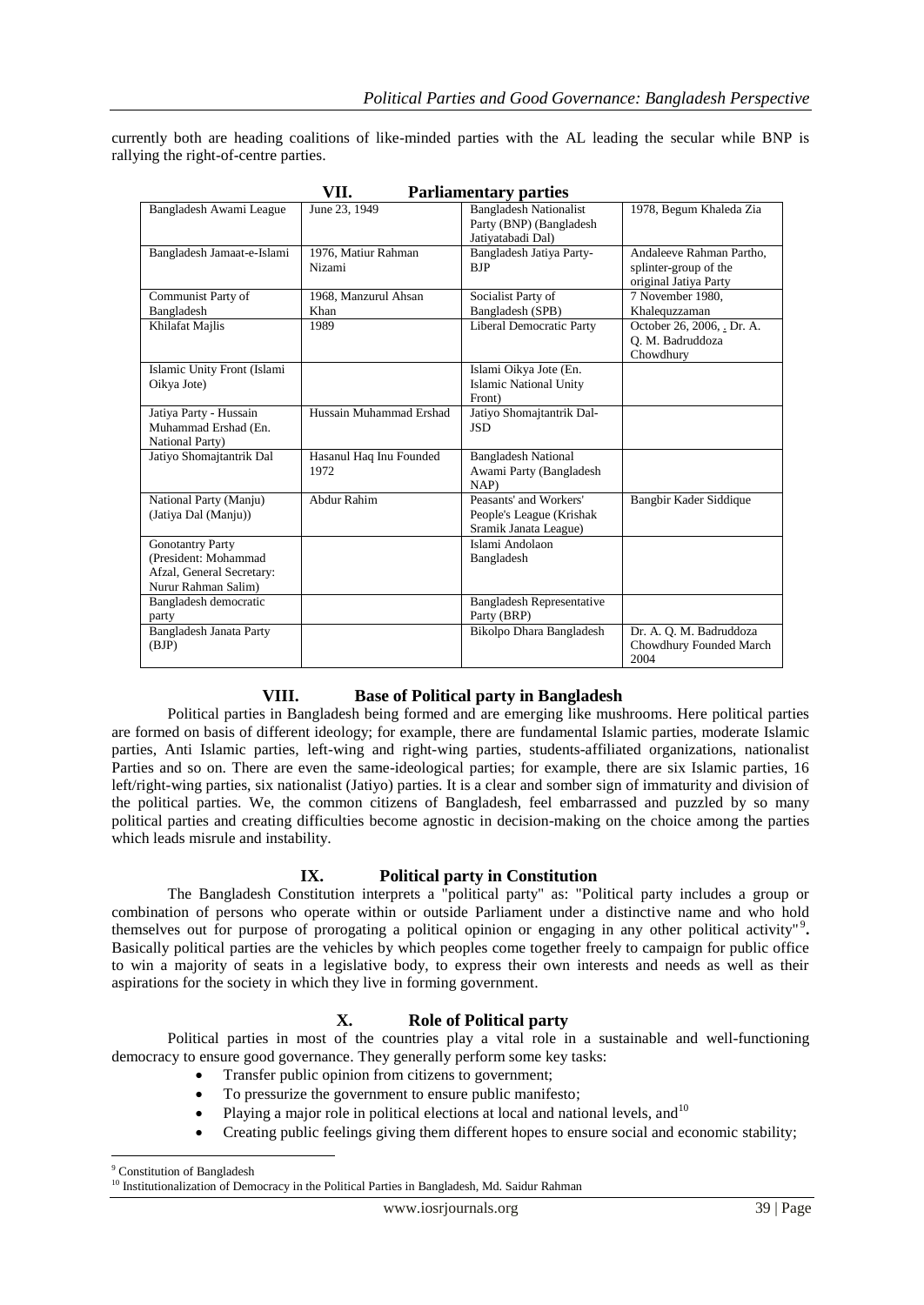currently both are heading coalitions of like-minded parties with the AL leading the secular while BNP is rallying the right-of-centre parties.

## VII. Parliamentary parties

| | | | |
|---|---|---|---|
| Bangladesh Awami League | June 23, 1949 | Bangladesh Nationalist Party (BNP) (Bangladesh Jatiyatabadi Dal) | 1978, Begum Khaleda Zia |
| Bangladesh Jamaat-e-Islami | 1976, Matiur Rahman Nizami | Bangladesh Jatiya Party-BJP | Andaleeve Rahman Partho, splinter-group of the original Jatiya Party |
| Communist Party of Bangladesh | 1968, Manzurul Ahsan Khan | Socialist Party of Bangladesh (SPB) | 7 November 1980, Khalequzzaman |
| Khilafat Majlis | 1989 | Liberal Democratic Party | October 26, 2006, . Dr. A. Q. M. Badruddoza Chowdhury |
| Islamic Unity Front (Islami Oikya Jote) | | Islami Oikya Jote (En. Islamic National Unity Front) | |
| Jatiya Party - Hussain Muhammad Ershad (En. National Party) | Hussain Muhammad Ershad | Jatiyo Shomajtantrik Dal-JSD | |
| Jatiyo Shomajtantrik Dal | Hasanul Haq Inu Founded 1972 | Bangladesh National Awami Party (Bangladesh NAP) | |
| National Party (Manju) (Jatiya Dal (Manju)) | Abdur Rahim | Peasants' and Workers' People's League (Krishak Sramik Janata League) | Bangbir Kader Siddique |
| Gonotantry Party (President: Mohammad Afzal, General Secretary: Nurur Rahman Salim) | | Islami Andolaon Bangladesh | |
| Bangladesh democratic party | | Bangladesh Representative Party (BRP) | |
| Bangladesh Janata Party (BJP) | | Bikolpo Dhara Bangladesh | Dr. A. Q. M. Badruddoza Chowdhury Founded March 2004 |

## VIII. Base of Political party in Bangladesh

Political parties in Bangladesh being formed and are emerging like mushrooms. Here political parties are formed on basis of different ideology; for example, there are fundamental Islamic parties, moderate Islamic parties, Anti Islamic parties, left-wing and right-wing parties, students-affiliated organizations, nationalist Parties and so on. There are even the same-ideological parties; for example, there are six Islamic parties, 16 left/right-wing parties, six nationalist (Jatiyo) parties. It is a clear and somber sign of immaturity and division of the political parties. We, the common citizens of Bangladesh, feel embarrassed and puzzled by so many political parties and creating difficulties become agnostic in decision-making on the choice among the parties which leads misrule and instability.

## IX. Political party in Constitution

The Bangladesh Constitution interprets a "political party" as: "Political party includes a group or combination of persons who operate within or outside Parliament under a distinctive name and who hold themselves out for purpose of prorogating a political opinion or engaging in any other political activity"[9]**.** Basically political parties are the vehicles by which peoples come together freely to campaign for public office to win a majority of seats in a legislative body, to express their own interests and needs as well as their aspirations for the society in which they live in forming government.

## X. Role of Political party

Political parties in most of the countries play a vital role in a sustainable and well-functioning democracy to ensure good governance. They generally perform some key tasks:

- Transfer public opinion from citizens to government;
- To pressurize the government to ensure public manifesto;
- Playing a major role in political elections at local and national levels, and[10]
- Creating public feelings giving them different hopes to ensure social and economic stability;

---

[9] Constitution of Bangladesh

[10] Institutionalization of Democracy in the Political Parties in Bangladesh, Md. Saidur Rahman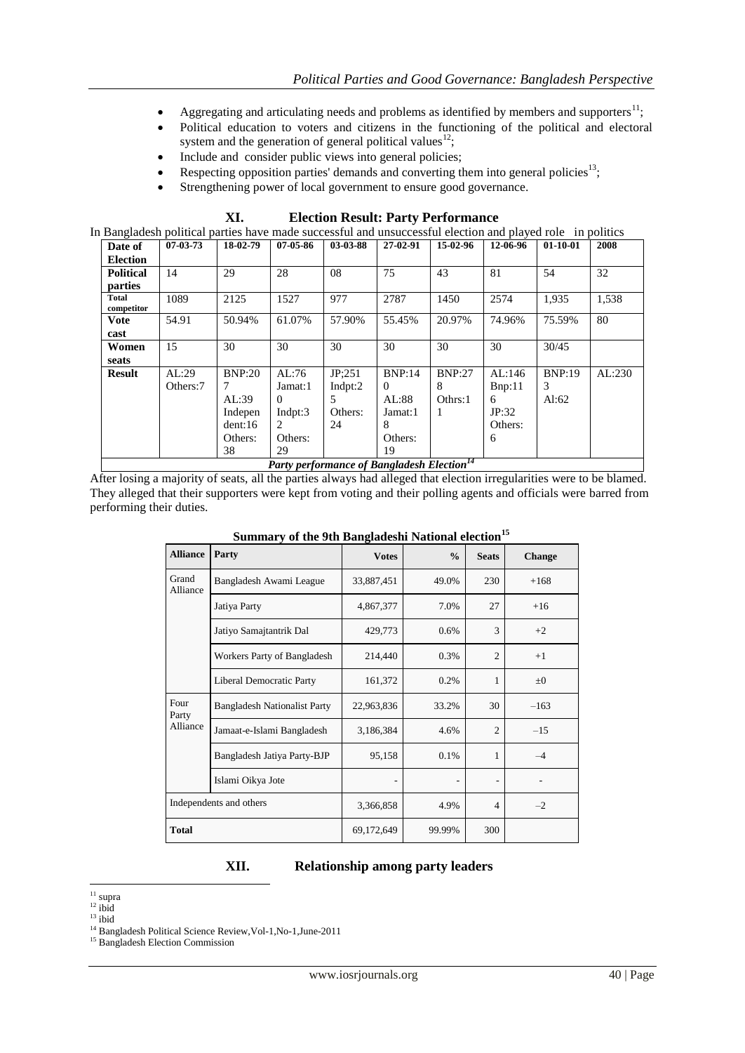- Aggregating and articulating needs and problems as identified by members and supporters[11];
- Political education to voters and citizens in the functioning of the political and electoral system and the generation of general political values[12];
- Include and consider public views into general policies;
- Respecting opposition parties' demands and converting them into general policies[13];
- Strengthening power of local government to ensure good governance.

## XI. Election Result: Party Performance

In Bangladesh political parties have made successful and unsuccessful election and played role in politics

| Date of Election | 07-03-73 | 18-02-79 | 07-05-86 | 03-03-88 | 27-02-91 | 15-02-96 | 12-06-96 | 01-10-01 | 2008 |
|---|---|---|---|---|---|---|---|---|---|
| Political parties | 14 | 29 | 28 | 08 | 75 | 43 | 81 | 54 | 32 |
| Total competitor | 1089 | 2125 | 1527 | 977 | 2787 | 1450 | 2574 | 1,935 | 1,538 |
| Vote cast | 54.91 | 50.94% | 61.07% | 57.90% | 55.45% | 20.97% | 74.96% | 75.59% | 80 |
| Women seats | 15 | 30 | 30 | 30 | 30 | 30 | 30 | 30/45 | |
| Result | AL:29 Others:7 | BNP:207 AL:39 Independent:16 Others: 38 | AL:76 Jamat:10 Indpt:32 Others: 29 | JP;251 Indpt:25 Others: 24 | BNP:140 AL:88 Jamat:18 Others: 19 | BNP:278 Othrs:11 | AL:146 Bnp:116 JP:32 Others: 6 | BNP:193 Al:62 | AL:230 |

*Party performance of Bangladesh Election[14]*

After losing a majority of seats, all the parties always had alleged that election irregularities were to be blamed. They alleged that their supporters were kept from voting and their polling agents and officials were barred from performing their duties.

**Summary of the 9th Bangladeshi National election[15]**

| Alliance | Party | Votes | % | Seats | Change |
|---|---|---|---|---|---|
| Grand Alliance | Bangladesh Awami League | 33,887,451 | 49.0% | 230 | +168 |
| | Jatiya Party | 4,867,377 | 7.0% | 27 | +16 |
| | Jatiyo Samajtantrik Dal | 429,773 | 0.6% | 3 | +2 |
| | Workers Party of Bangladesh | 214,440 | 0.3% | 2 | +1 |
| | Liberal Democratic Party | 161,372 | 0.2% | 1 | ±0 |
| Four Party Alliance | Bangladesh Nationalist Party | 22,963,836 | 33.2% | 30 | −163 |
| | Jamaat-e-Islami Bangladesh | 3,186,384 | 4.6% | 2 | −15 |
| | Bangladesh Jatiya Party-BJP | 95,158 | 0.1% | 1 | −4 |
| | Islami Oikya Jote | - | - | - | - |
| Independents and others | | 3,366,858 | 4.9% | 4 | −2 |
| Total | | 69,172,649 | 99.99% | 300 | |

## XII. Relationship among party leaders

[11] supra
[12] ibid
[13] ibid
[14] Bangladesh Political Science Review,Vol-1,No-1,June-2011
[15] Bangladesh Election Commission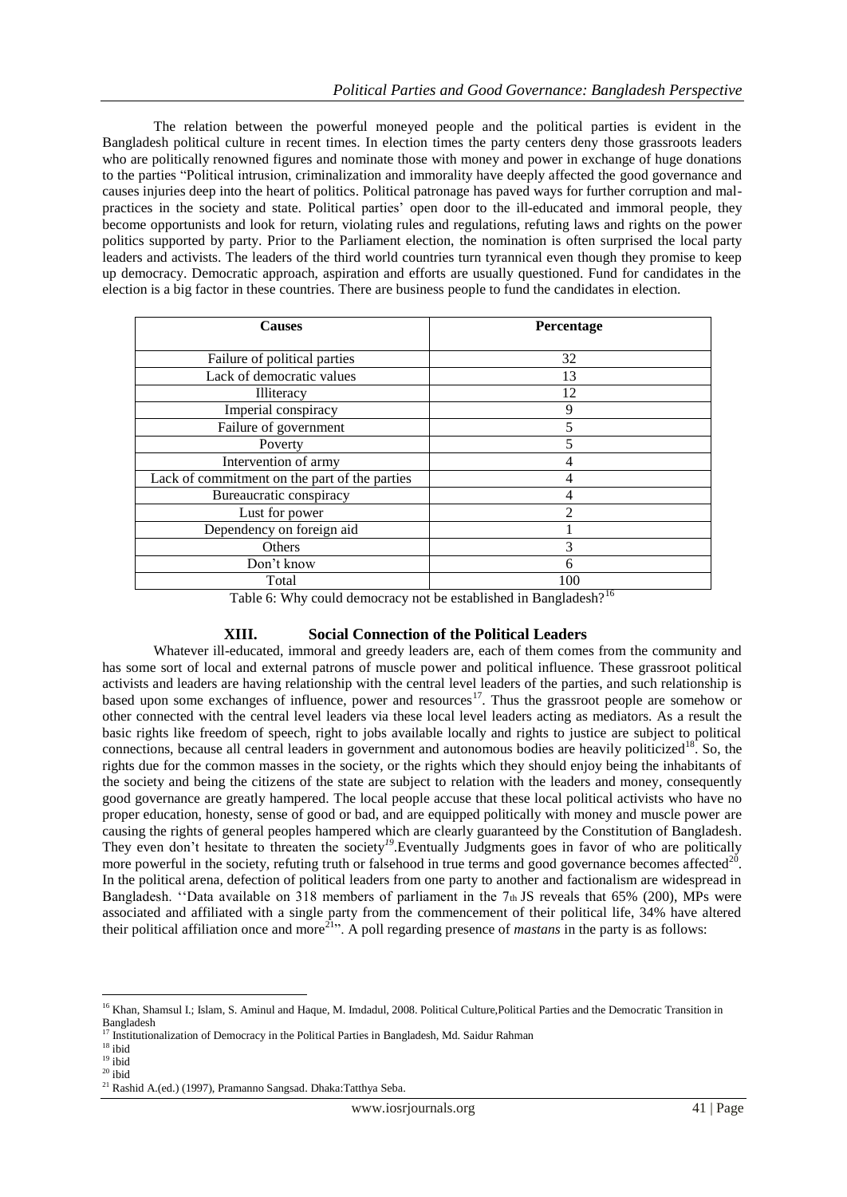The relation between the powerful moneyed people and the political parties is evident in the Bangladesh political culture in recent times. In election times the party centers deny those grassroots leaders who are politically renowned figures and nominate those with money and power in exchange of huge donations to the parties "Political intrusion, criminalization and immorality have deeply affected the good governance and causes injuries deep into the heart of politics. Political patronage has paved ways for further corruption and mal-practices in the society and state. Political parties' open door to the ill-educated and immoral people, they become opportunists and look for return, violating rules and regulations, refuting laws and rights on the power politics supported by party. Prior to the Parliament election, the nomination is often surprised the local party leaders and activists. The leaders of the third world countries turn tyrannical even though they promise to keep up democracy. Democratic approach, aspiration and efforts are usually questioned. Fund for candidates in the election is a big factor in these countries. There are business people to fund the candidates in election.

| Causes | Percentage |
|---|---|
| Failure of political parties | 32 |
| Lack of democratic values | 13 |
| Illiteracy | 12 |
| Imperial conspiracy | 9 |
| Failure of government | 5 |
| Poverty | 5 |
| Intervention of army | 4 |
| Lack of commitment on the part of the parties | 4 |
| Bureaucratic conspiracy | 4 |
| Lust for power | 2 |
| Dependency on foreign aid | 1 |
| Others | 3 |
| Don't know | 6 |
| Total | 100 |

Table 6: Why could democracy not be established in Bangladesh?[16]

## XIII. Social Connection of the Political Leaders

Whatever ill-educated, immoral and greedy leaders are, each of them comes from the community and has some sort of local and external patrons of muscle power and political influence. These grassroot political activists and leaders are having relationship with the central level leaders of the parties, and such relationship is based upon some exchanges of influence, power and resources[17]. Thus the grassroot people are somehow or other connected with the central level leaders via these local level leaders acting as mediators. As a result the basic rights like freedom of speech, right to jobs available locally and rights to justice are subject to political connections, because all central leaders in government and autonomous bodies are heavily politicized[18]. So, the rights due for the common masses in the society, or the rights which they should enjoy being the inhabitants of the society and being the citizens of the state are subject to relation with the leaders and money, consequently good governance are greatly hampered. The local people accuse that these local political activists who have no proper education, honesty, sense of good or bad, and are equipped politically with money and muscle power are causing the rights of general peoples hampered which are clearly guaranteed by the Constitution of Bangladesh. They even don't hesitate to threaten the society[19].Eventually Judgments goes in favor of who are politically more powerful in the society, refuting truth or falsehood in true terms and good governance becomes affected[20]. In the political arena, defection of political leaders from one party to another and factionalism are widespread in Bangladesh. ''Data available on 318 members of parliament in the 7th JS reveals that 65% (200), MPs were associated and affiliated with a single party from the commencement of their political life, 34% have altered their political affiliation once and more[21]". A poll regarding presence of *mastans* in the party is as follows:

---

[16] Khan, Shamsul I.; Islam, S. Aminul and Haque, M. Imdadul, 2008. Political Culture,Political Parties and the Democratic Transition in Bangladesh

[17] Institutionalization of Democracy in the Political Parties in Bangladesh, Md. Saidur Rahman

[18] ibid

[19] ibid

[20] ibid

[21] Rashid A.(ed.) (1997), Pramanno Sangsad. Dhaka:Tatthya Seba.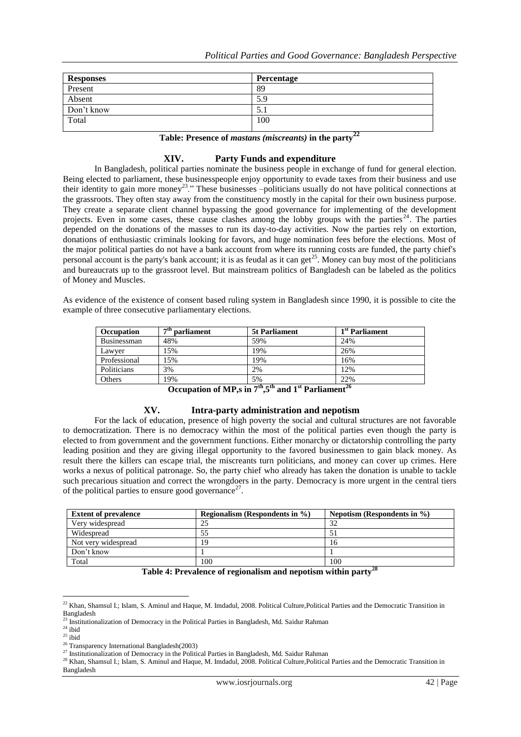| Responses | Percentage |
|---|---|
| Present | 89 |
| Absent | 5.9 |
| Don't know | 5.1 |
| Total | 100 |

**Table: Presence of *mastans (miscreants)* in the party[22]**

## XIV. Party Funds and expenditure

In Bangladesh, political parties nominate the business people in exchange of fund for general election. Being elected to parliament, these businesspeople enjoy opportunity to evade taxes from their business and use their identity to gain more money[23]." These businesses –politicians usually do not have political connections at the grassroots. They often stay away from the constituency mostly in the capital for their own business purpose. They create a separate client channel bypassing the good governance for implementing of the development projects. Even in some cases, these cause clashes among the lobby groups with the parties[24]. The parties depended on the donations of the masses to run its day-to-day activities. Now the parties rely on extortion, donations of enthusiastic criminals looking for favors, and huge nomination fees before the elections. Most of the major political parties do not have a bank account from where its running costs are funded, the party chief's personal account is the party's bank account; it is as feudal as it can get[25]. Money can buy most of the politicians and bureaucrats up to the grassroot level. But mainstream politics of Bangladesh can be labeled as the politics of Money and Muscles.

As evidence of the existence of consent based ruling system in Bangladesh since 1990, it is possible to cite the example of three consecutive parliamentary elections.

| Occupation | 7th parliament | 5t Parliament | 1st Parliament |
|---|---|---|---|
| Businessman | 48% | 59% | 24% |
| Lawyer | 15% | 19% | 26% |
| Professional | 15% | 19% | 16% |
| Politicians | 3% | 2% | 12% |
| Others | 19% | 5% | 22% |

**Occupation of MP,s in 7th,5th and 1st Parliament[26]**

## XV. Intra-party administration and nepotism

For the lack of education, presence of high poverty the social and cultural structures are not favorable to democratization. There is no democracy within the most of the political parties even though the party is elected to from government and the government functions. Either monarchy or dictatorship controlling the party leading position and they are giving illegal opportunity to the favored businessmen to gain black money. As result there the killers can escape trial, the miscreants turn politicians, and money can cover up crimes. Here works a nexus of political patronage. So, the party chief who already has taken the donation is unable to tackle such precarious situation and correct the wrongdoers in the party. Democracy is more urgent in the central tiers of the political parties to ensure good governance[27].

| Extent of prevalence | Regionalism (Respondents in %) | Nepotism (Respondents in %) |
|---|---|---|
| Very widespread | 25 | 32 |
| Widespread | 55 | 51 |
| Not very widespread | 19 | 16 |
| Don't know | 1 | 1 |
| Total | 100 | 100 |

**Table 4: Prevalence of regionalism and nepotism within party[28]**

---

[22] Khan, Shamsul I.; Islam, S. Aminul and Haque, M. Imdadul, 2008. Political Culture,Political Parties and the Democratic Transition in Bangladesh

[23] Institutionalization of Democracy in the Political Parties in Bangladesh, Md. Saidur Rahman

[24] ibid

[25] ibid

[26] Transparency International Bangladesh(2003)

[27] Institutionalization of Democracy in the Political Parties in Bangladesh, Md. Saidur Rahman

[28] Khan, Shamsul I.; Islam, S. Aminul and Haque, M. Imdadul, 2008. Political Culture,Political Parties and the Democratic Transition in Bangladesh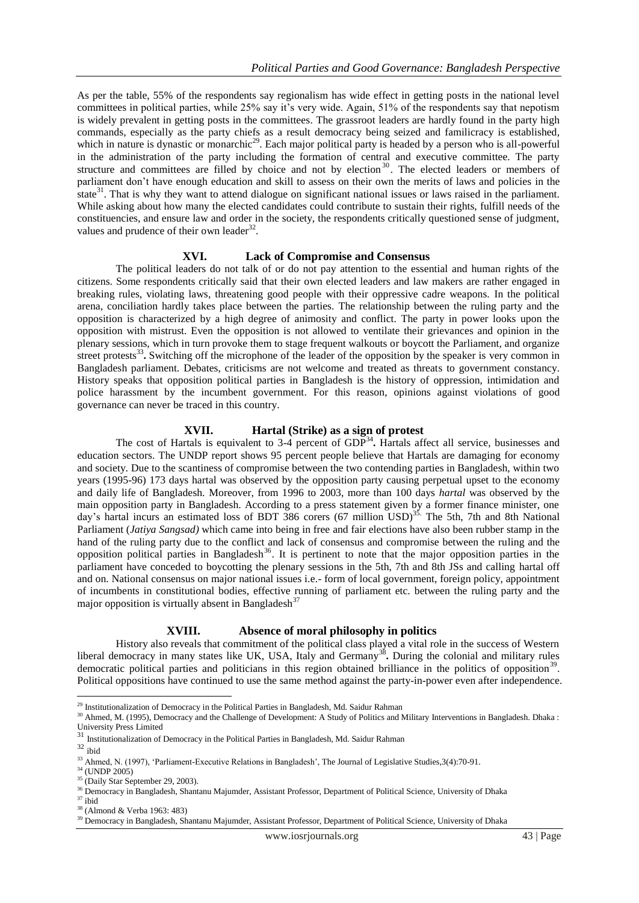As per the table, 55% of the respondents say regionalism has wide effect in getting posts in the national level committees in political parties, while 25% say it's very wide. Again, 51% of the respondents say that nepotism is widely prevalent in getting posts in the committees. The grassroot leaders are hardly found in the party high commands, especially as the party chiefs as a result democracy being seized and familicracy is established, which in nature is dynastic or monarchic[29]. Each major political party is headed by a person who is all-powerful in the administration of the party including the formation of central and executive committee. The party structure and committees are filled by choice and not by election[30]. The elected leaders or members of parliament don't have enough education and skill to assess on their own the merits of laws and policies in the state[31]. That is why they want to attend dialogue on significant national issues or laws raised in the parliament. While asking about how many the elected candidates could contribute to sustain their rights, fulfill needs of the constituencies, and ensure law and order in the society, the respondents critically questioned sense of judgment, values and prudence of their own leader[32].

## XVI. Lack of Compromise and Consensus

The political leaders do not talk of or do not pay attention to the essential and human rights of the citizens. Some respondents critically said that their own elected leaders and law makers are rather engaged in breaking rules, violating laws, threatening good people with their oppressive cadre weapons. In the political arena, conciliation hardly takes place between the parties. The relationship between the ruling party and the opposition is characterized by a high degree of animosity and conflict. The party in power looks upon the opposition with mistrust. Even the opposition is not allowed to ventilate their grievances and opinion in the plenary sessions, which in turn provoke them to stage frequent walkouts or boycott the Parliament, and organize street protests[33]**.** Switching off the microphone of the leader of the opposition by the speaker is very common in Bangladesh parliament. Debates, criticisms are not welcome and treated as threats to government constancy. History speaks that opposition political parties in Bangladesh is the history of oppression, intimidation and police harassment by the incumbent government. For this reason, opinions against violations of good governance can never be traced in this country.

## XVII. Hartal (Strike) as a sign of protest

The cost of Hartals is equivalent to 3-4 percent of GDP[34]**.** Hartals affect all service, businesses and education sectors. The UNDP report shows 95 percent people believe that Hartals are damaging for economy and society. Due to the scantiness of compromise between the two contending parties in Bangladesh, within two years (1995-96) 173 days hartal was observed by the opposition party causing perpetual upset to the economy and daily life of Bangladesh. Moreover, from 1996 to 2003, more than 100 days *hartal* was observed by the main opposition party in Bangladesh. According to a press statement given by a former finance minister, one day's hartal incurs an estimated loss of BDT 386 corers (67 million USD)[35]. The 5th, 7th and 8th National Parliament (*Jatiya Sangsad)* which came into being in free and fair elections have also been rubber stamp in the hand of the ruling party due to the conflict and lack of consensus and compromise between the ruling and the opposition political parties in Bangladesh[36]. It is pertinent to note that the major opposition parties in the parliament have conceded to boycotting the plenary sessions in the 5th, 7th and 8th JSs and calling hartal off and on. National consensus on major national issues i.e.- form of local government, foreign policy, appointment of incumbents in constitutional bodies, effective running of parliament etc. between the ruling party and the major opposition is virtually absent in Bangladesh[37]

## XVIII. Absence of moral philosophy in politics

History also reveals that commitment of the political class played a vital role in the success of Western liberal democracy in many states like UK, USA, Italy and Germany[38]**.** During the colonial and military rules democratic political parties and politicians in this region obtained brilliance in the politics of opposition[39]. Political oppositions have continued to use the same method against the party-in-power even after independence.

---

[29] Institutionalization of Democracy in the Political Parties in Bangladesh, Md. Saidur Rahman

[30] Ahmed, M. (1995), Democracy and the Challenge of Development: A Study of Politics and Military Interventions in Bangladesh. Dhaka : University Press Limited

[31] Institutionalization of Democracy in the Political Parties in Bangladesh, Md. Saidur Rahman

[32] ibid

[33] Ahmed, N. (1997), 'Parliament-Executive Relations in Bangladesh', The Journal of Legislative Studies,3(4):70-91.

[34] (UNDP 2005)

[35] (Daily Star September 29, 2003).

[36] Democracy in Bangladesh, Shantanu Majumder, Assistant Professor, Department of Political Science, University of Dhaka

[37] ibid

[38] (Almond & Verba 1963: 483)

[39] Democracy in Bangladesh, Shantanu Majumder, Assistant Professor, Department of Political Science, University of Dhaka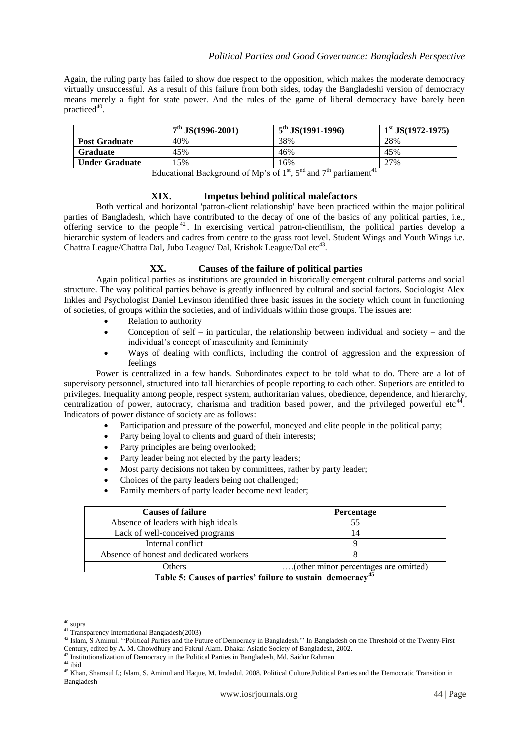Again, the ruling party has failed to show due respect to the opposition, which makes the moderate democracy virtually unsuccessful. As a result of this failure from both sides, today the Bangladeshi version of democracy means merely a fight for state power. And the rules of the game of liberal democracy have barely been practiced[40].

| | 7th JS(1996-2001) | 5th JS(1991-1996) | 1st JS(1972-1975) |
|---|---|---|---|
| **Post Graduate** | 40% | 38% | 28% |
| **Graduate** | 45% | 46% | 45% |
| **Under Graduate** | 15% | 16% | 27% |

Educational Background of Mp's of 1st, 5nd and 7th parliament[41]

## XIX. Impetus behind political malefactors

Both vertical and horizontal 'patron-client relationship' have been practiced within the major political parties of Bangladesh, which have contributed to the decay of one of the basics of any political parties, i.e., offering service to the people[42]. In exercising vertical patron-clientilism, the political parties develop a hierarchic system of leaders and cadres from centre to the grass root level. Student Wings and Youth Wings i.e. Chattra League/Chattra Dal, Jubo League/ Dal, Krishok League/Dal etc[43].

## XX. Causes of the failure of political parties

Again political parties as institutions are grounded in historically emergent cultural patterns and social structure. The way political parties behave is greatly influenced by cultural and social factors. Sociologist Alex Inkles and Psychologist Daniel Levinson identified three basic issues in the society which count in functioning of societies, of groups within the societies, and of individuals within those groups. The issues are:

- Relation to authority
- Conception of self – in particular, the relationship between individual and society – and the individual's concept of masculinity and femininity
- Ways of dealing with conflicts, including the control of aggression and the expression of feelings

Power is centralized in a few hands. Subordinates expect to be told what to do. There are a lot of supervisory personnel, structured into tall hierarchies of people reporting to each other. Superiors are entitled to privileges. Inequality among people, respect system, authoritarian values, obedience, dependence, and hierarchy, centralization of power, autocracy, charisma and tradition based power, and the privileged powerful etc[44]. Indicators of power distance of society are as follows:

- Participation and pressure of the powerful, moneyed and elite people in the political party;
- Party being loyal to clients and guard of their interests;
- Party principles are being overlooked;
- Party leader being not elected by the party leaders;
- Most party decisions not taken by committees, rather by party leader;
- Choices of the party leaders being not challenged;
- Family members of party leader become next leader;

| Causes of failure | Percentage |
|---|---|
| Absence of leaders with high ideals | 55 |
| Lack of well-conceived programs | 14 |
| Internal conflict | 9 |
| Absence of honest and dedicated workers | 8 |
| Others | ….(other minor percentages are omitted) |

**Table 5: Causes of parties' failure to sustain democracy[45]**

---

[40] supra

[41] Transparency International Bangladesh(2003)

[42] Islam, S Aminul. ''Political Parties and the Future of Democracy in Bangladesh.'' In Bangladesh on the Threshold of the Twenty-First Century, edited by A. M. Chowdhury and Fakrul Alam. Dhaka: Asiatic Society of Bangladesh, 2002.

[43] Institutionalization of Democracy in the Political Parties in Bangladesh, Md. Saidur Rahman

[44] ibid

[45] Khan, Shamsul I.; Islam, S. Aminul and Haque, M. Imdadul, 2008. Political Culture,Political Parties and the Democratic Transition in Bangladesh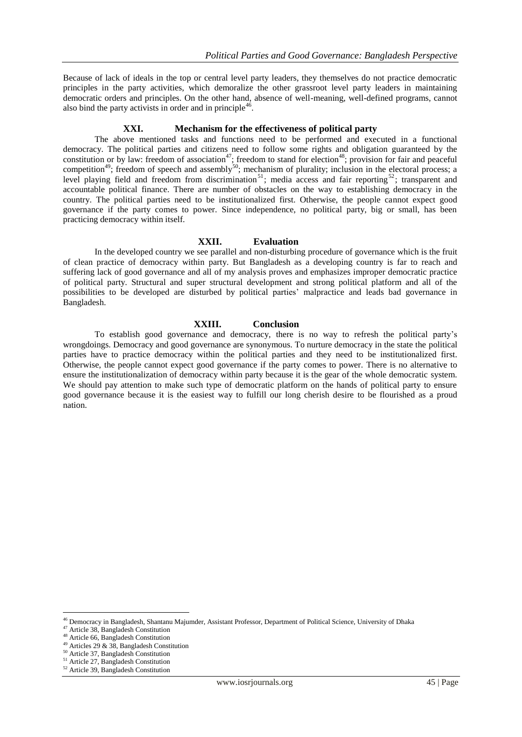Because of lack of ideals in the top or central level party leaders, they themselves do not practice democratic principles in the party activities, which demoralize the other grassroot level party leaders in maintaining democratic orders and principles. On the other hand, absence of well-meaning, well-defined programs, cannot also bind the party activists in order and in principle[46].

## XXI. Mechanism for the effectiveness of political party

The above mentioned tasks and functions need to be performed and executed in a functional democracy. The political parties and citizens need to follow some rights and obligation guaranteed by the constitution or by law: freedom of association[47]; freedom to stand for election[48]; provision for fair and peaceful competition[49]; freedom of speech and assembly[50]; mechanism of plurality; inclusion in the electoral process; a level playing field and freedom from discrimination[51]; media access and fair reporting[52]; transparent and accountable political finance. There are number of obstacles on the way to establishing democracy in the country. The political parties need to be institutionalized first. Otherwise, the people cannot expect good governance if the party comes to power. Since independence, no political party, big or small, has been practicing democracy within itself.

## XXII. Evaluation

In the developed country we see parallel and non-disturbing procedure of governance which is the fruit of clean practice of democracy within party. But Bangladesh as a developing country is far to reach and suffering lack of good governance and all of my analysis proves and emphasizes improper democratic practice of political party. Structural and super structural development and strong political platform and all of the possibilities to be developed are disturbed by political parties' malpractice and leads bad governance in Bangladesh.

## XXIII. Conclusion

To establish good governance and democracy, there is no way to refresh the political party's wrongdoings. Democracy and good governance are synonymous. To nurture democracy in the state the political parties have to practice democracy within the political parties and they need to be institutionalized first. Otherwise, the people cannot expect good governance if the party comes to power. There is no alternative to ensure the institutionalization of democracy within party because it is the gear of the whole democratic system. We should pay attention to make such type of democratic platform on the hands of political party to ensure good governance because it is the easiest way to fulfill our long cherish desire to be flourished as a proud nation.

---

[46] Democracy in Bangladesh, Shantanu Majumder, Assistant Professor, Department of Political Science, University of Dhaka

[47] Article 38, Bangladesh Constitution

[48] Article 66, Bangladesh Constitution

[49] Articles 29 & 38, Bangladesh Constitution

[50] Article 37, Bangladesh Constitution

[51] Article 27, Bangladesh Constitution

[52] Article 39, Bangladesh Constitution